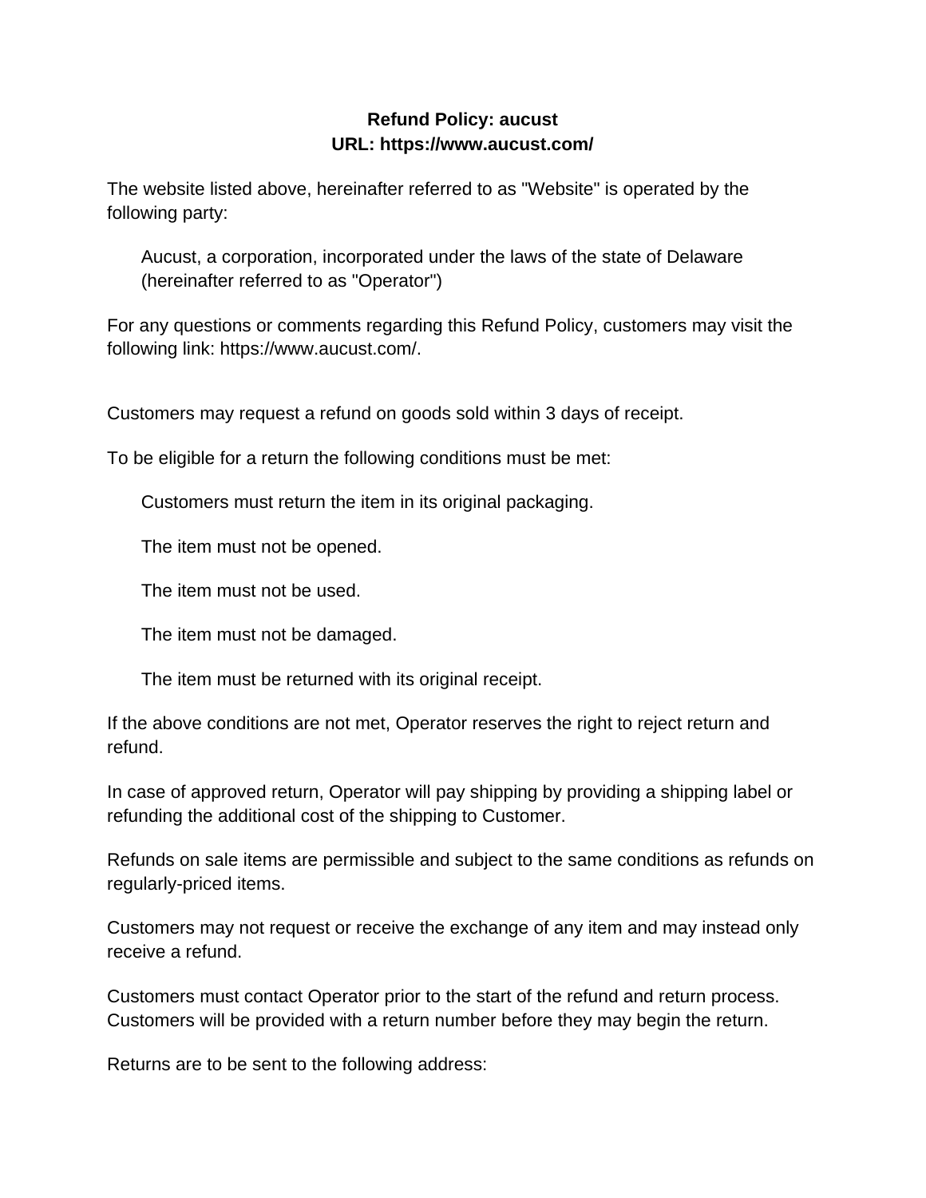**Refund Policy: aucust**
**URL: https://www.aucust.com/**

The website listed above, hereinafter referred to as "Website" is operated by the following party:

> Aucust, a corporation, incorporated under the laws of the state of Delaware (hereinafter referred to as "Operator")

For any questions or comments regarding this Refund Policy, customers may visit the following link: https://www.aucust.com/.

Customers may request a refund on goods sold within 3 days of receipt.

To be eligible for a return the following conditions must be met:

> Customers must return the item in its original packaging.
>
> The item must not be opened.
>
> The item must not be used.
>
> The item must not be damaged.
>
> The item must be returned with its original receipt.

If the above conditions are not met, Operator reserves the right to reject return and refund.

In case of approved return, Operator will pay shipping by providing a shipping label or refunding the additional cost of the shipping to Customer.

Refunds on sale items are permissible and subject to the same conditions as refunds on regularly-priced items.

Customers may not request or receive the exchange of any item and may instead only receive a refund.

Customers must contact Operator prior to the start of the refund and return process. Customers will be provided with a return number before they may begin the return.

Returns are to be sent to the following address: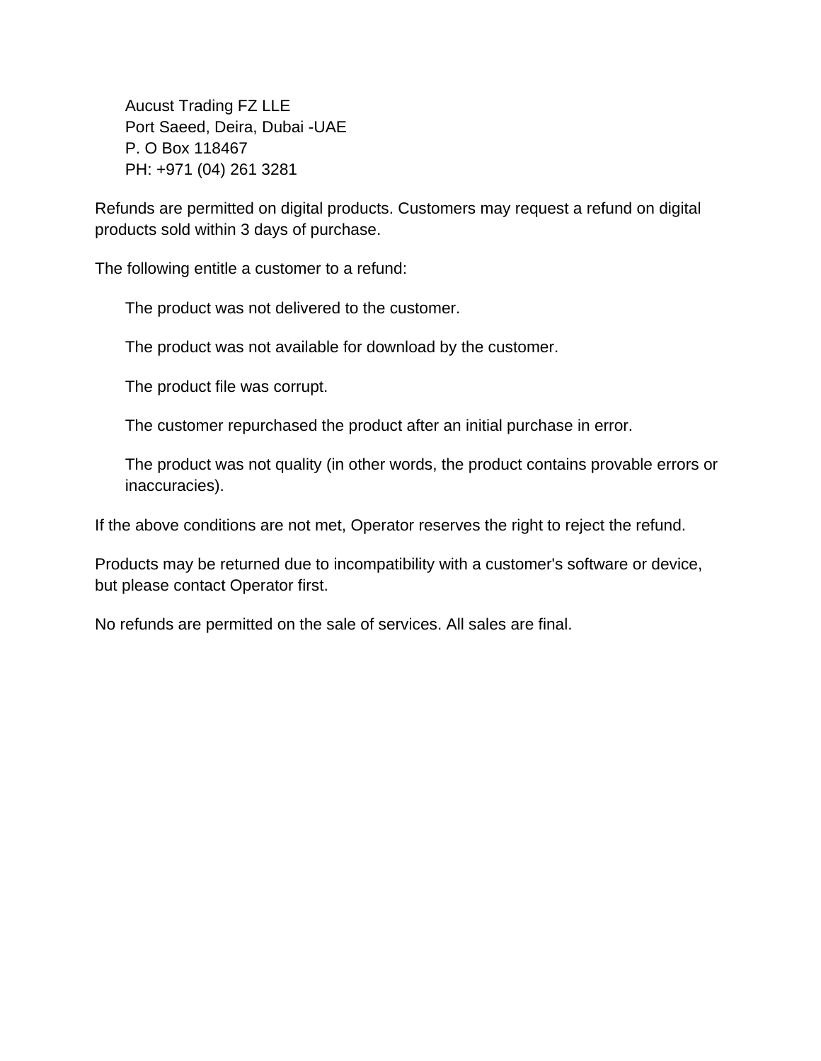Aucust Trading FZ LLE
Port Saeed, Deira, Dubai -UAE
P. O Box 118467
PH: +971 (04) 261 3281

Refunds are permitted on digital products. Customers may request a refund on digital products sold within 3 days of purchase.

The following entitle a customer to a refund:

- The product was not delivered to the customer.
- The product was not available for download by the customer.
- The product file was corrupt.
- The customer repurchased the product after an initial purchase in error.
- The product was not quality (in other words, the product contains provable errors or inaccuracies).

If the above conditions are not met, Operator reserves the right to reject the refund.

Products may be returned due to incompatibility with a customer's software or device, but please contact Operator first.

No refunds are permitted on the sale of services. All sales are final.